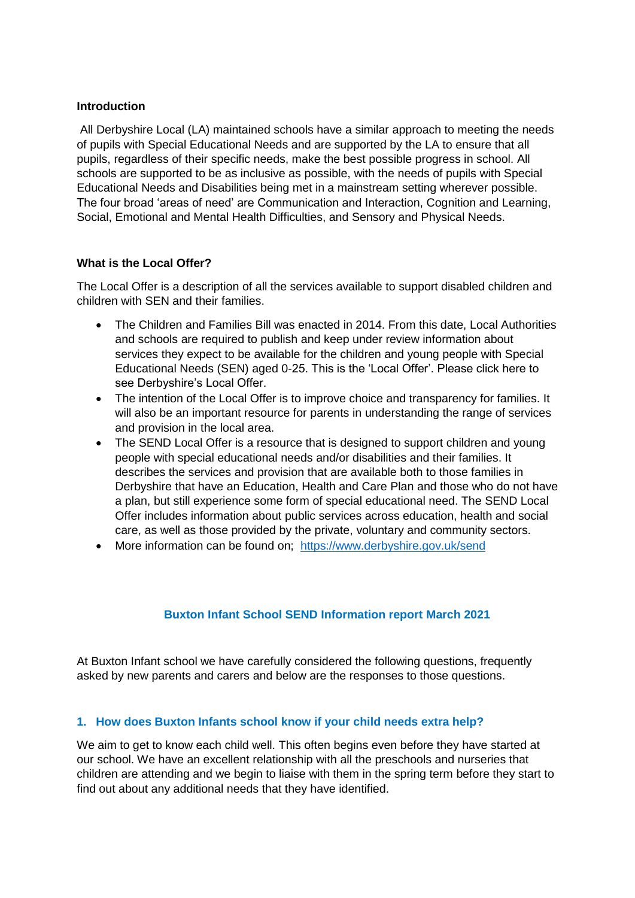**Introduction**

All Derbyshire Local (LA) maintained schools have a similar approach to meeting the needs of pupils with Special Educational Needs and are supported by the LA to ensure that all pupils, regardless of their specific needs, make the best possible progress in school. All schools are supported to be as inclusive as possible, with the needs of pupils with Special Educational Needs and Disabilities being met in a mainstream setting wherever possible. The four broad 'areas of need' are Communication and Interaction, Cognition and Learning, Social, Emotional and Mental Health Difficulties, and Sensory and Physical Needs.

**What is the Local Offer?**

The Local Offer is a description of all the services available to support disabled children and children with SEN and their families.

- The Children and Families Bill was enacted in 2014. From this date, Local Authorities and schools are required to publish and keep under review information about services they expect to be available for the children and young people with Special Educational Needs (SEN) aged 0-25. This is the 'Local Offer'. Please click here to see Derbyshire's Local Offer.
- The intention of the Local Offer is to improve choice and transparency for families. It will also be an important resource for parents in understanding the range of services and provision in the local area.
- The SEND Local Offer is a resource that is designed to support children and young people with special educational needs and/or disabilities and their families. It describes the services and provision that are available both to those families in Derbyshire that have an Education, Health and Care Plan and those who do not have a plan, but still experience some form of special educational need. The SEND Local Offer includes information about public services across education, health and social care, as well as those provided by the private, voluntary and community sectors.
- More information can be found on; https://www.derbyshire.gov.uk/send

## Buxton Infant School SEND Information report March 2021

At Buxton Infant school we have carefully considered the following questions, frequently asked by new parents and carers and below are the responses to those questions.

### 1. How does Buxton Infants school know if your child needs extra help?

We aim to get to know each child well. This often begins even before they have started at our school. We have an excellent relationship with all the preschools and nurseries that children are attending and we begin to liaise with them in the spring term before they start to find out about any additional needs that they have identified.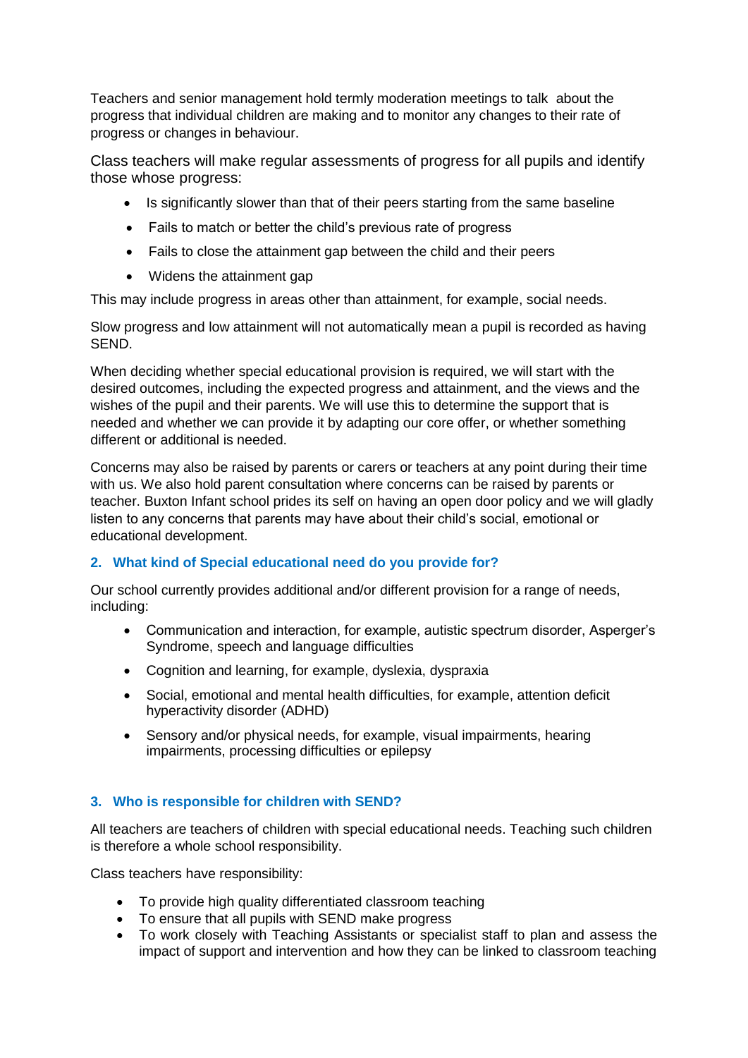Teachers and senior management hold termly moderation meetings to talk about the progress that individual children are making and to monitor any changes to their rate of progress or changes in behaviour.

Class teachers will make regular assessments of progress for all pupils and identify those whose progress:

- Is significantly slower than that of their peers starting from the same baseline
- Fails to match or better the child's previous rate of progress
- Fails to close the attainment gap between the child and their peers
- Widens the attainment gap

This may include progress in areas other than attainment, for example, social needs.

Slow progress and low attainment will not automatically mean a pupil is recorded as having SEND.

When deciding whether special educational provision is required, we will start with the desired outcomes, including the expected progress and attainment, and the views and the wishes of the pupil and their parents. We will use this to determine the support that is needed and whether we can provide it by adapting our core offer, or whether something different or additional is needed.

Concerns may also be raised by parents or carers or teachers at any point during their time with us. We also hold parent consultation where concerns can be raised by parents or teacher. Buxton Infant school prides its self on having an open door policy and we will gladly listen to any concerns that parents may have about their child's social, emotional or educational development.

## 2. What kind of Special educational need do you provide for?

Our school currently provides additional and/or different provision for a range of needs, including:

- Communication and interaction, for example, autistic spectrum disorder, Asperger's Syndrome, speech and language difficulties
- Cognition and learning, for example, dyslexia, dyspraxia
- Social, emotional and mental health difficulties, for example, attention deficit hyperactivity disorder (ADHD)
- Sensory and/or physical needs, for example, visual impairments, hearing impairments, processing difficulties or epilepsy

## 3. Who is responsible for children with SEND?

All teachers are teachers of children with special educational needs. Teaching such children is therefore a whole school responsibility.

Class teachers have responsibility:

- To provide high quality differentiated classroom teaching
- To ensure that all pupils with SEND make progress
- To work closely with Teaching Assistants or specialist staff to plan and assess the impact of support and intervention and how they can be linked to classroom teaching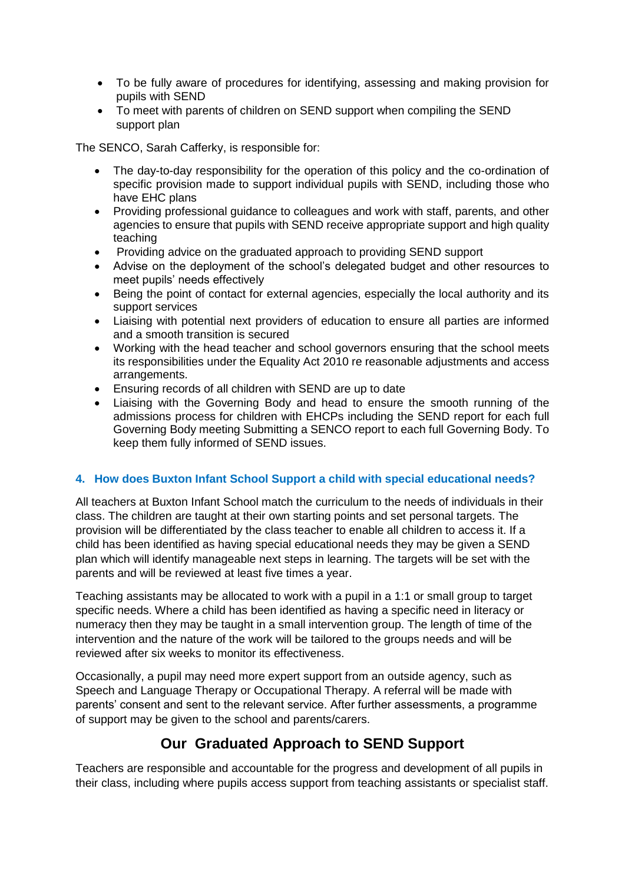- To be fully aware of procedures for identifying, assessing and making provision for pupils with SEND
- To meet with parents of children on SEND support when compiling the SEND support plan

The SENCO, Sarah Cafferky, is responsible for:

- The day-to-day responsibility for the operation of this policy and the co-ordination of specific provision made to support individual pupils with SEND, including those who have EHC plans
- Providing professional guidance to colleagues and work with staff, parents, and other agencies to ensure that pupils with SEND receive appropriate support and high quality teaching
- Providing advice on the graduated approach to providing SEND support
- Advise on the deployment of the school's delegated budget and other resources to meet pupils' needs effectively
- Being the point of contact for external agencies, especially the local authority and its support services
- Liaising with potential next providers of education to ensure all parties are informed and a smooth transition is secured
- Working with the head teacher and school governors ensuring that the school meets its responsibilities under the Equality Act 2010 re reasonable adjustments and access arrangements.
- Ensuring records of all children with SEND are up to date
- Liaising with the Governing Body and head to ensure the smooth running of the admissions process for children with EHCPs including the SEND report for each full Governing Body meeting Submitting a SENCO report to each full Governing Body. To keep them fully informed of SEND issues.

#### 4. How does Buxton Infant School Support a child with special educational needs?

All teachers at Buxton Infant School match the curriculum to the needs of individuals in their class. The children are taught at their own starting points and set personal targets. The provision will be differentiated by the class teacher to enable all children to access it. If a child has been identified as having special educational needs they may be given a SEND plan which will identify manageable next steps in learning. The targets will be set with the parents and will be reviewed at least five times a year.

Teaching assistants may be allocated to work with a pupil in a 1:1 or small group to target specific needs. Where a child has been identified as having a specific need in literacy or numeracy then they may be taught in a small intervention group. The length of time of the intervention and the nature of the work will be tailored to the groups needs and will be reviewed after six weeks to monitor its effectiveness.

Occasionally, a pupil may need more expert support from an outside agency, such as Speech and Language Therapy or Occupational Therapy. A referral will be made with parents' consent and sent to the relevant service. After further assessments, a programme of support may be given to the school and parents/carers.

## Our Graduated Approach to SEND Support

Teachers are responsible and accountable for the progress and development of all pupils in their class, including where pupils access support from teaching assistants or specialist staff.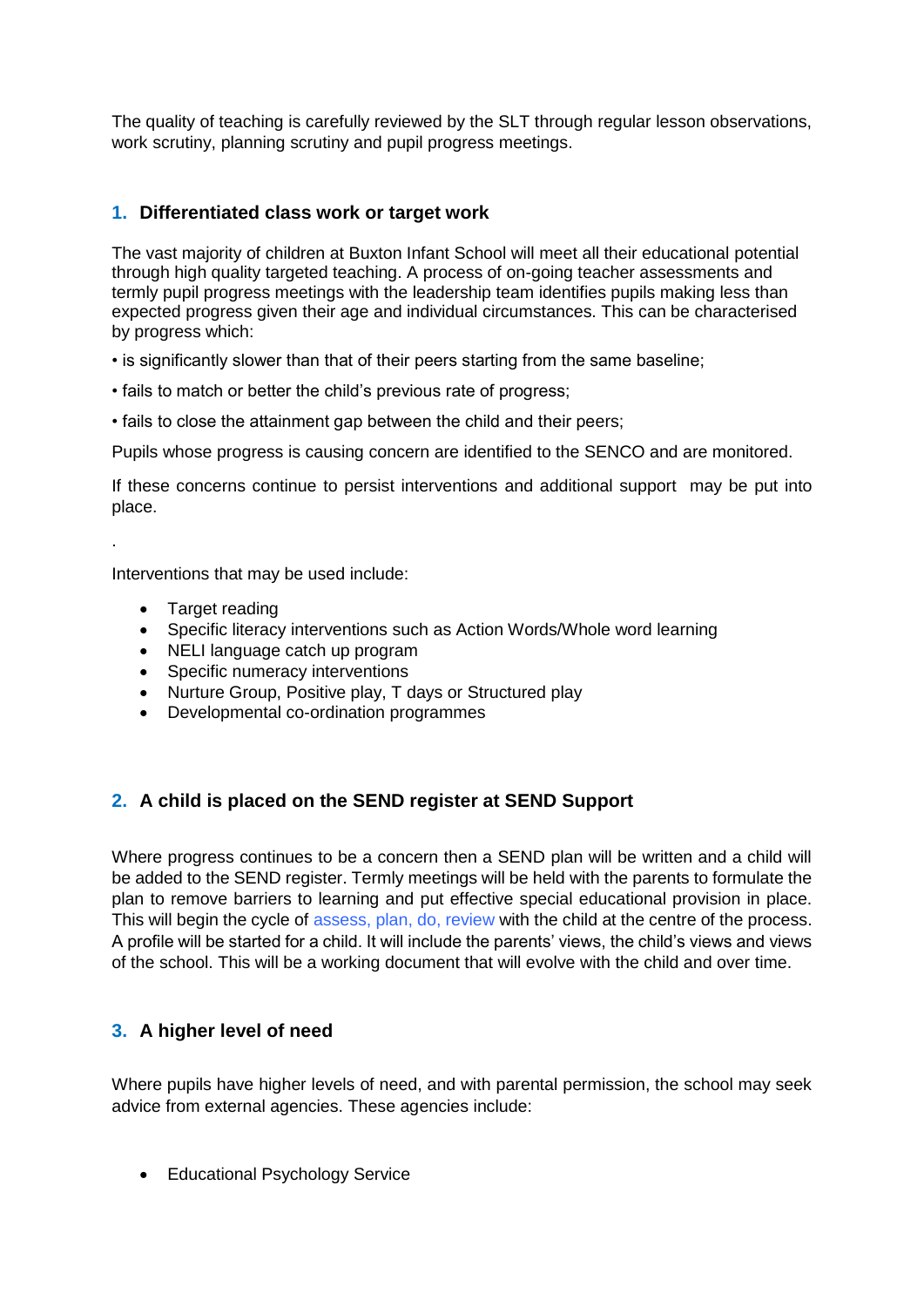The quality of teaching is carefully reviewed by the SLT through regular lesson observations, work scrutiny, planning scrutiny and pupil progress meetings.

## 1. Differentiated class work or target work

The vast majority of children at Buxton Infant School will meet all their educational potential through high quality targeted teaching. A process of on-going teacher assessments and termly pupil progress meetings with the leadership team identifies pupils making less than expected progress given their age and individual circumstances. This can be characterised by progress which:

• is significantly slower than that of their peers starting from the same baseline;

• fails to match or better the child's previous rate of progress;

• fails to close the attainment gap between the child and their peers;

Pupils whose progress is causing concern are identified to the SENCO and are monitored.

If these concerns continue to persist interventions and additional support may be put into place.

.

Interventions that may be used include:

- Target reading
- Specific literacy interventions such as Action Words/Whole word learning
- NELI language catch up program
- Specific numeracy interventions
- Nurture Group, Positive play, T days or Structured play
- Developmental co-ordination programmes

## 2. A child is placed on the SEND register at SEND Support

Where progress continues to be a concern then a SEND plan will be written and a child will be added to the SEND register. Termly meetings will be held with the parents to formulate the plan to remove barriers to learning and put effective special educational provision in place. This will begin the cycle of assess, plan, do, review with the child at the centre of the process. A profile will be started for a child. It will include the parents' views, the child's views and views of the school. This will be a working document that will evolve with the child and over time.

## 3. A higher level of need

Where pupils have higher levels of need, and with parental permission, the school may seek advice from external agencies. These agencies include:

- Educational Psychology Service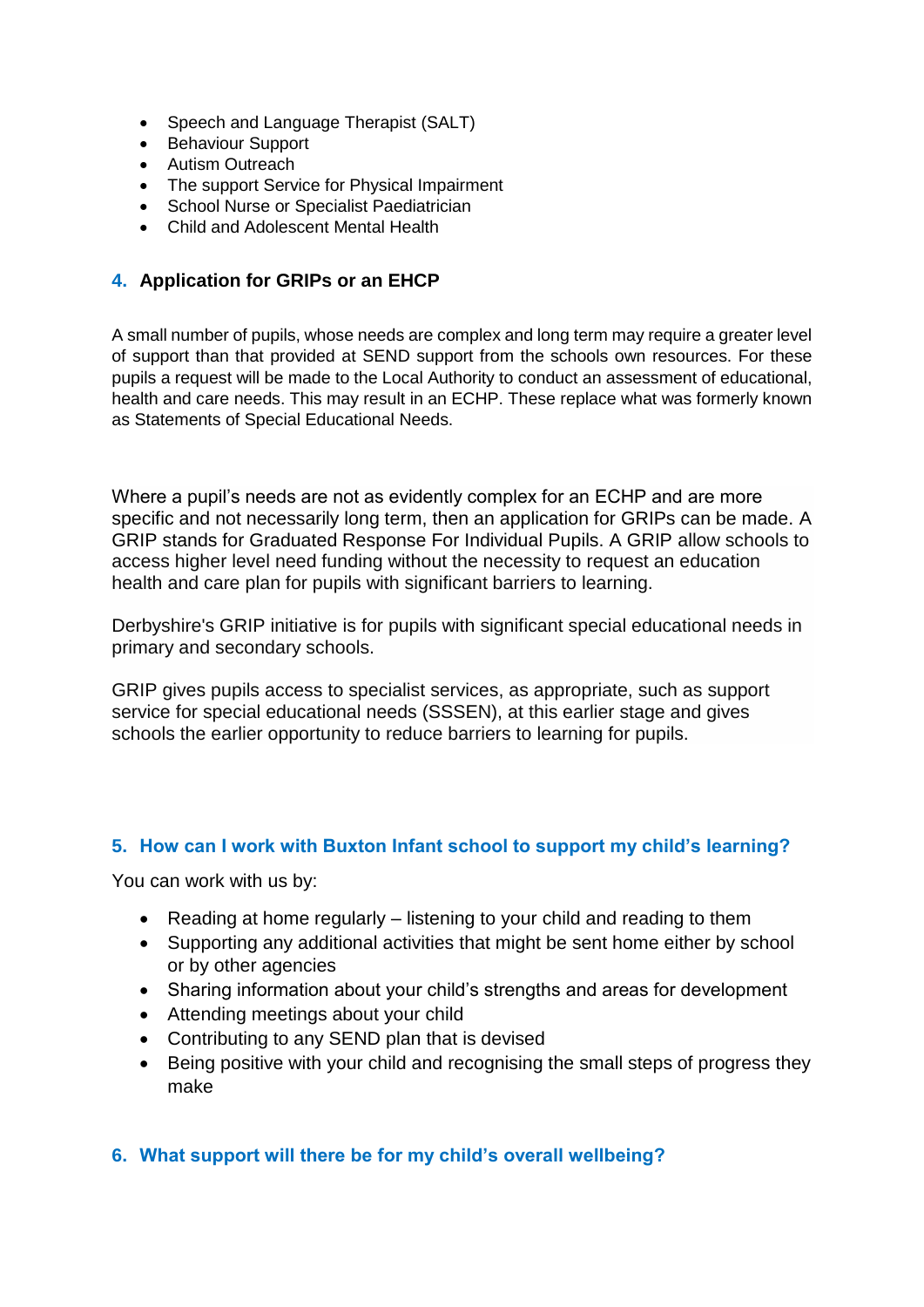- Speech and Language Therapist (SALT)
- Behaviour Support
- Autism Outreach
- The support Service for Physical Impairment
- School Nurse or Specialist Paediatrician
- Child and Adolescent Mental Health

## 4. Application for GRIPs or an EHCP

A small number of pupils, whose needs are complex and long term may require a greater level of support than that provided at SEND support from the schools own resources. For these pupils a request will be made to the Local Authority to conduct an assessment of educational, health and care needs. This may result in an ECHP. These replace what was formerly known as Statements of Special Educational Needs.

Where a pupil's needs are not as evidently complex for an ECHP and are more specific and not necessarily long term, then an application for GRIPs can be made. A GRIP stands for Graduated Response For Individual Pupils. A GRIP allow schools to access higher level need funding without the necessity to request an education health and care plan for pupils with significant barriers to learning.

Derbyshire's GRIP initiative is for pupils with significant special educational needs in primary and secondary schools.

GRIP gives pupils access to specialist services, as appropriate, such as support service for special educational needs (SSSEN), at this earlier stage and gives schools the earlier opportunity to reduce barriers to learning for pupils.

## 5. How can I work with Buxton Infant school to support my child's learning?

You can work with us by:

- Reading at home regularly – listening to your child and reading to them
- Supporting any additional activities that might be sent home either by school or by other agencies
- Sharing information about your child's strengths and areas for development
- Attending meetings about your child
- Contributing to any SEND plan that is devised
- Being positive with your child and recognising the small steps of progress they make

## 6. What support will there be for my child's overall wellbeing?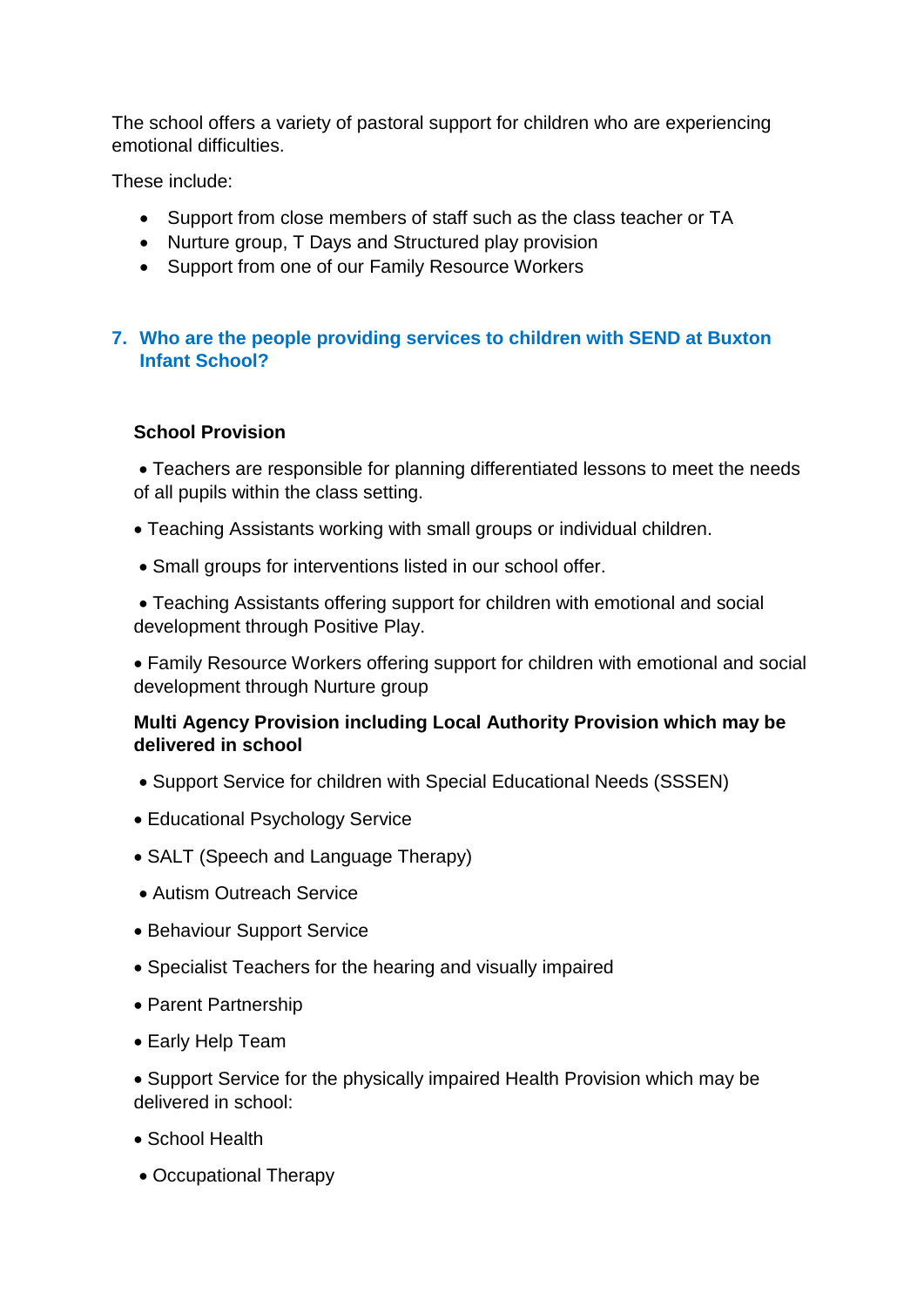The school offers a variety of pastoral support for children who are experiencing emotional difficulties.

These include:

- Support from close members of staff such as the class teacher or TA
- Nurture group, T Days and Structured play provision
- Support from one of our Family Resource Workers

## 7. Who are the people providing services to children with SEND at Buxton Infant School?

**School Provision**

- Teachers are responsible for planning differentiated lessons to meet the needs of all pupils within the class setting.
- Teaching Assistants working with small groups or individual children.
- Small groups for interventions listed in our school offer.
- Teaching Assistants offering support for children with emotional and social development through Positive Play.
- Family Resource Workers offering support for children with emotional and social development through Nurture group

**Multi Agency Provision including Local Authority Provision which may be delivered in school**

- Support Service for children with Special Educational Needs (SSSEN)
- Educational Psychology Service
- SALT (Speech and Language Therapy)
- Autism Outreach Service
- Behaviour Support Service
- Specialist Teachers for the hearing and visually impaired
- Parent Partnership
- Early Help Team
- Support Service for the physically impaired Health Provision which may be delivered in school:
- School Health
- Occupational Therapy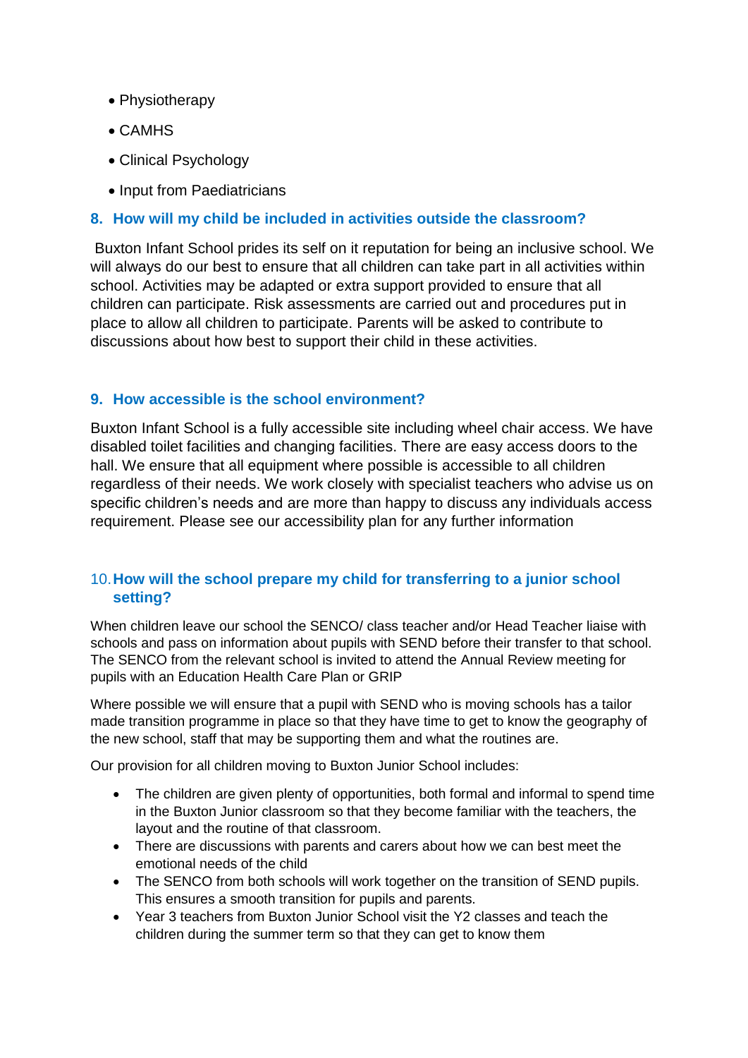- Physiotherapy
- CAMHS
- Clinical Psychology
- Input from Paediatricians

## 8. How will my child be included in activities outside the classroom?

Buxton Infant School prides its self on it reputation for being an inclusive school. We will always do our best to ensure that all children can take part in all activities within school. Activities may be adapted or extra support provided to ensure that all children can participate. Risk assessments are carried out and procedures put in place to allow all children to participate. Parents will be asked to contribute to discussions about how best to support their child in these activities.

## 9. How accessible is the school environment?

Buxton Infant School is a fully accessible site including wheel chair access. We have disabled toilet facilities and changing facilities. There are easy access doors to the hall. We ensure that all equipment where possible is accessible to all children regardless of their needs. We work closely with specialist teachers who advise us on specific children's needs and are more than happy to discuss any individuals access requirement. Please see our accessibility plan for any further information

## 10. How will the school prepare my child for transferring to a junior school setting?

When children leave our school the SENCO/ class teacher and/or Head Teacher liaise with schools and pass on information about pupils with SEND before their transfer to that school. The SENCO from the relevant school is invited to attend the Annual Review meeting for pupils with an Education Health Care Plan or GRIP

Where possible we will ensure that a pupil with SEND who is moving schools has a tailor made transition programme in place so that they have time to get to know the geography of the new school, staff that may be supporting them and what the routines are.

Our provision for all children moving to Buxton Junior School includes:

- The children are given plenty of opportunities, both formal and informal to spend time in the Buxton Junior classroom so that they become familiar with the teachers, the layout and the routine of that classroom.
- There are discussions with parents and carers about how we can best meet the emotional needs of the child
- The SENCO from both schools will work together on the transition of SEND pupils. This ensures a smooth transition for pupils and parents.
- Year 3 teachers from Buxton Junior School visit the Y2 classes and teach the children during the summer term so that they can get to know them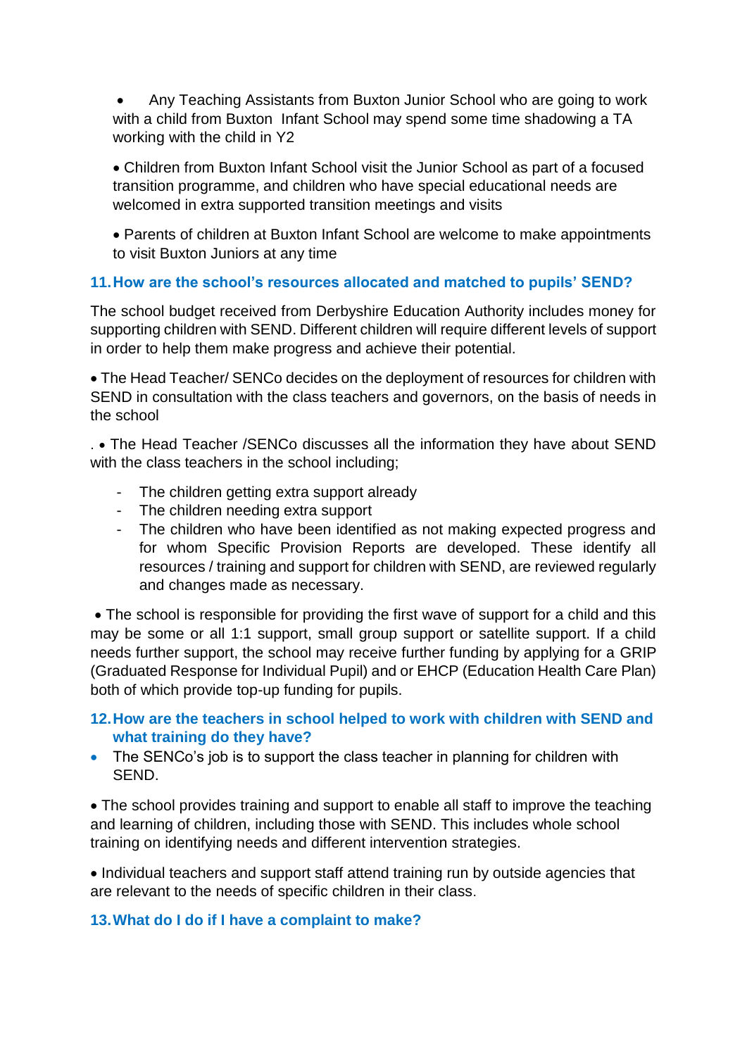- Any Teaching Assistants from Buxton Junior School who are going to work with a child from Buxton  Infant School may spend some time shadowing a TA working with the child in Y2

• Children from Buxton Infant School visit the Junior School as part of a focused transition programme, and children who have special educational needs are welcomed in extra supported transition meetings and visits

• Parents of children at Buxton Infant School are welcome to make appointments to visit Buxton Juniors at any time

### 11. How are the school's resources allocated and matched to pupils' SEND?

The school budget received from Derbyshire Education Authority includes money for supporting children with SEND. Different children will require different levels of support in order to help them make progress and achieve their potential.

• The Head Teacher/ SENCo decides on the deployment of resources for children with SEND in consultation with the class teachers and governors, on the basis of needs in the school

. • The Head Teacher /SENCo discusses all the information they have about SEND with the class teachers in the school including;

- The children getting extra support already
- The children needing extra support
- The children who have been identified as not making expected progress and for whom Specific Provision Reports are developed. These identify all resources / training and support for children with SEND, are reviewed regularly and changes made as necessary.

• The school is responsible for providing the first wave of support for a child and this may be some or all 1:1 support, small group support or satellite support. If a child needs further support, the school may receive further funding by applying for a GRIP (Graduated Response for Individual Pupil) and or EHCP (Education Health Care Plan) both of which provide top-up funding for pupils.

### 12. How are the teachers in school helped to work with children with SEND and what training do they have?

- The SENCo's job is to support the class teacher in planning for children with SEND.

• The school provides training and support to enable all staff to improve the teaching and learning of children, including those with SEND. This includes whole school training on identifying needs and different intervention strategies.

• Individual teachers and support staff attend training run by outside agencies that are relevant to the needs of specific children in their class.

### 13. What do I do if I have a complaint to make?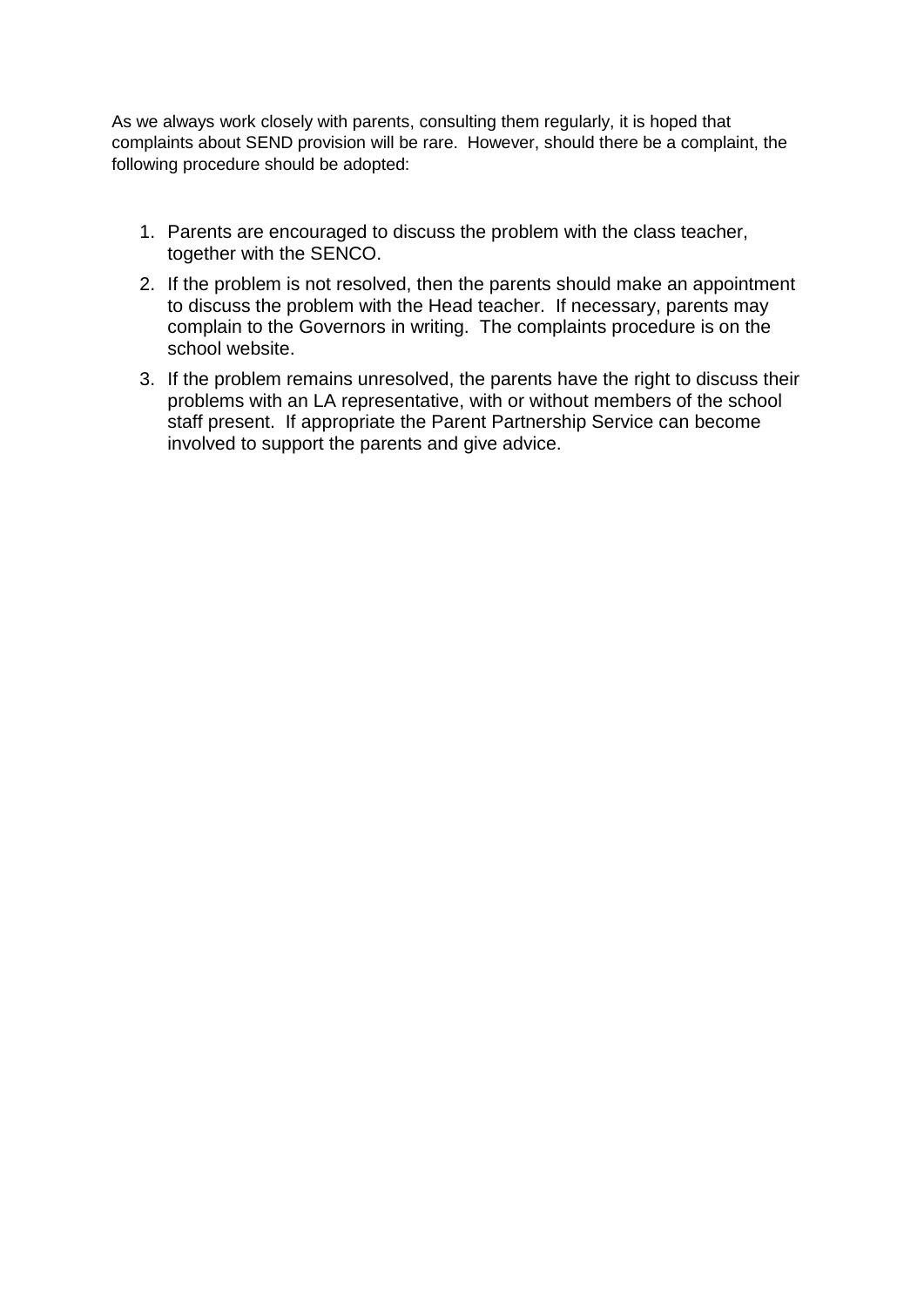As we always work closely with parents, consulting them regularly, it is hoped that complaints about SEND provision will be rare. However, should there be a complaint, the following procedure should be adopted:

1. Parents are encouraged to discuss the problem with the class teacher, together with the SENCO.
2. If the problem is not resolved, then the parents should make an appointment to discuss the problem with the Head teacher. If necessary, parents may complain to the Governors in writing. The complaints procedure is on the school website.
3. If the problem remains unresolved, the parents have the right to discuss their problems with an LA representative, with or without members of the school staff present. If appropriate the Parent Partnership Service can become involved to support the parents and give advice.